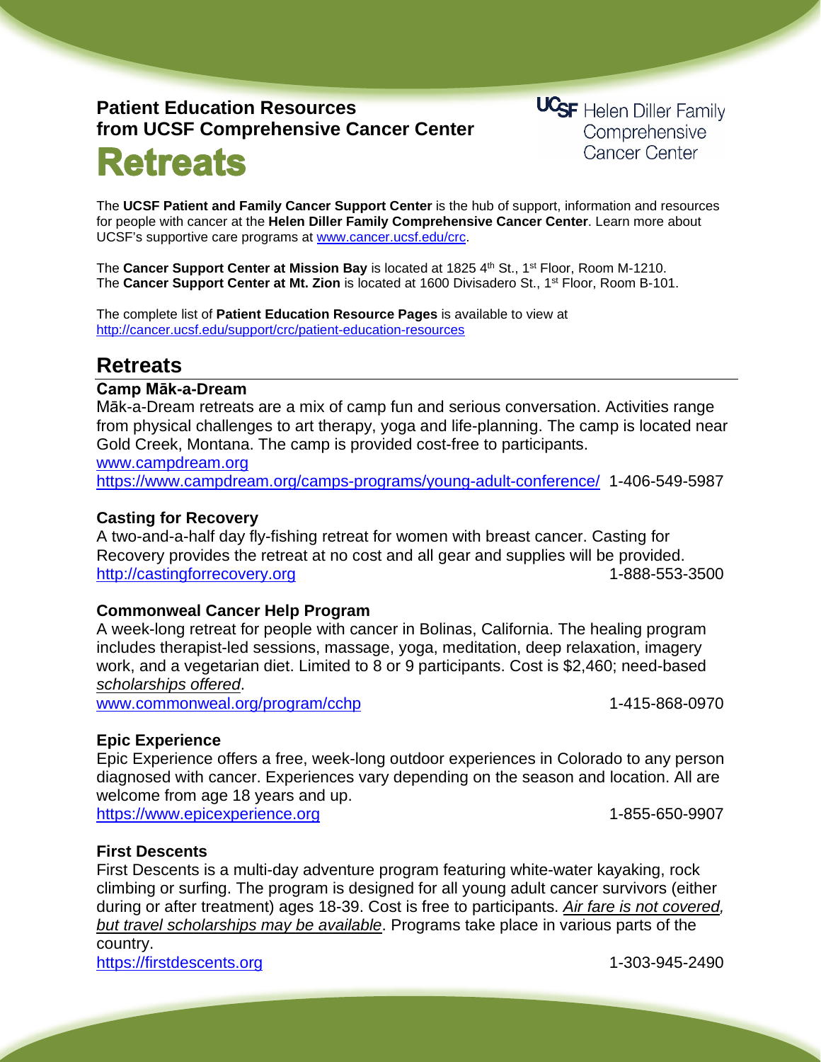**Patient Education Resources**
**from UCSF Comprehensive Cancer Center**

# Retreats

UCSF Helen Diller Family Comprehensive Cancer Center

The **UCSF Patient and Family Cancer Support Center** is the hub of support, information and resources for people with cancer at the **Helen Diller Family Comprehensive Cancer Center**. Learn more about UCSF's supportive care programs at [www.cancer.ucsf.edu/crc](www.cancer.ucsf.edu/crc).

The **Cancer Support Center at Mission Bay** is located at 1825 4th St., 1st Floor, Room M-1210.
The **Cancer Support Center at Mt. Zion** is located at 1600 Divisadero St., 1st Floor, Room B-101.

The complete list of **Patient Education Resource Pages** is available to view at
[http://cancer.ucsf.edu/support/crc/patient-education-resources](http://cancer.ucsf.edu/support/crc/patient-education-resources)

## Retreats

### Camp Māk-a-Dream

Māk-a-Dream retreats are a mix of camp fun and serious conversation. Activities range from physical challenges to art therapy, yoga and life-planning. The camp is located near Gold Creek, Montana. The camp is provided cost-free to participants.
[www.campdream.org](www.campdream.org)
[https://www.campdream.org/camps-programs/young-adult-conference/](https://www.campdream.org/camps-programs/young-adult-conference/) 1-406-549-5987

### Casting for Recovery

A two-and-a-half day fly-fishing retreat for women with breast cancer. Casting for Recovery provides the retreat at no cost and all gear and supplies will be provided.
[http://castingforrecovery.org](http://castingforrecovery.org) 1-888-553-3500

### Commonweal Cancer Help Program

A week-long retreat for people with cancer in Bolinas, California. The healing program includes therapist-led sessions, massage, yoga, meditation, deep relaxation, imagery work, and a vegetarian diet. Limited to 8 or 9 participants. Cost is $2,460; need-based *scholarships offered*.
[www.commonweal.org/program/cchp](www.commonweal.org/program/cchp) 1-415-868-0970

### Epic Experience

Epic Experience offers a free, week-long outdoor experiences in Colorado to any person diagnosed with cancer. Experiences vary depending on the season and location. All are welcome from age 18 years and up.
[https://www.epicexperience.org](https://www.epicexperience.org) 1-855-650-9907

### First Descents

First Descents is a multi-day adventure program featuring white-water kayaking, rock climbing or surfing. The program is designed for all young adult cancer survivors (either during or after treatment) ages 18-39. Cost is free to participants. *Air fare is not covered, but travel scholarships may be available*. Programs take place in various parts of the country.
[https://firstdescents.org](https://firstdescents.org) 1-303-945-2490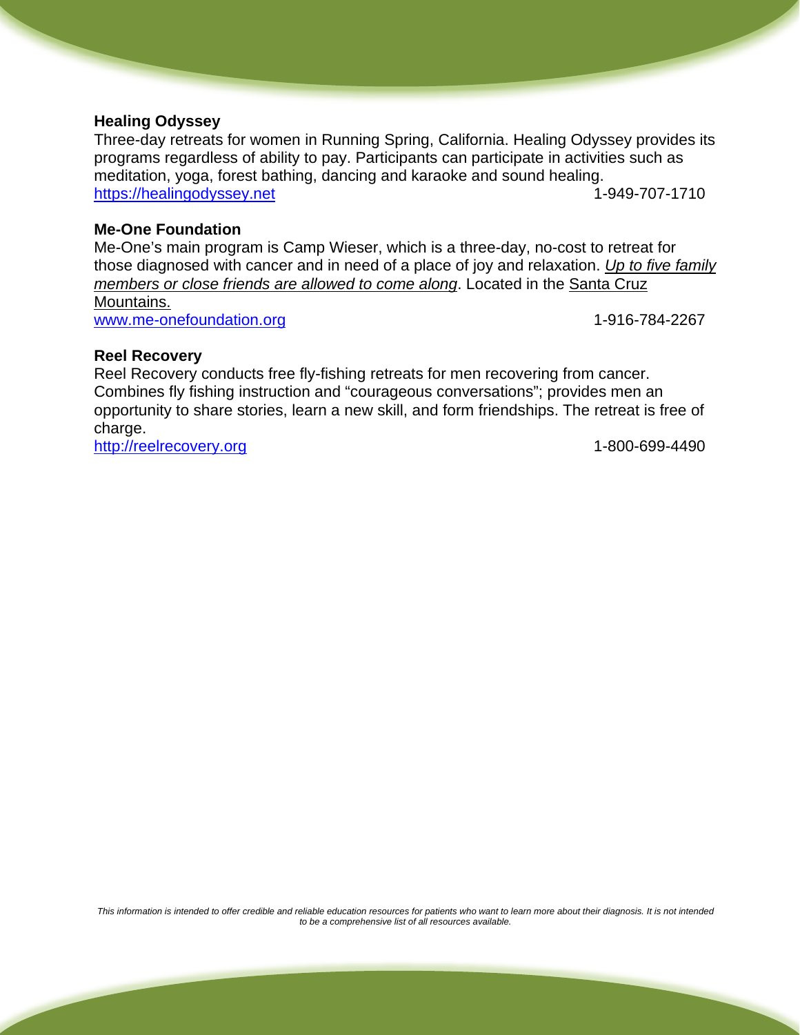**Healing Odyssey**

Three-day retreats for women in Running Spring, California. Healing Odyssey provides its programs regardless of ability to pay. Participants can participate in activities such as meditation, yoga, forest bathing, dancing and karaoke and sound healing.
https://healingodyssey.net 1-949-707-1710

**Me-One Foundation**

Me-One's main program is Camp Wieser, which is a three-day, no-cost to retreat for those diagnosed with cancer and in need of a place of joy and relaxation. *Up to five family members or close friends are allowed to come along*. Located in the Santa Cruz Mountains.
www.me-onefoundation.org 1-916-784-2267

**Reel Recovery**

Reel Recovery conducts free fly-fishing retreats for men recovering from cancer. Combines fly fishing instruction and "courageous conversations"; provides men an opportunity to share stories, learn a new skill, and form friendships. The retreat is free of charge.
http://reelrecovery.org 1-800-699-4490

*This information is intended to offer credible and reliable education resources for patients who want to learn more about their diagnosis. It is not intended to be a comprehensive list of all resources available.*